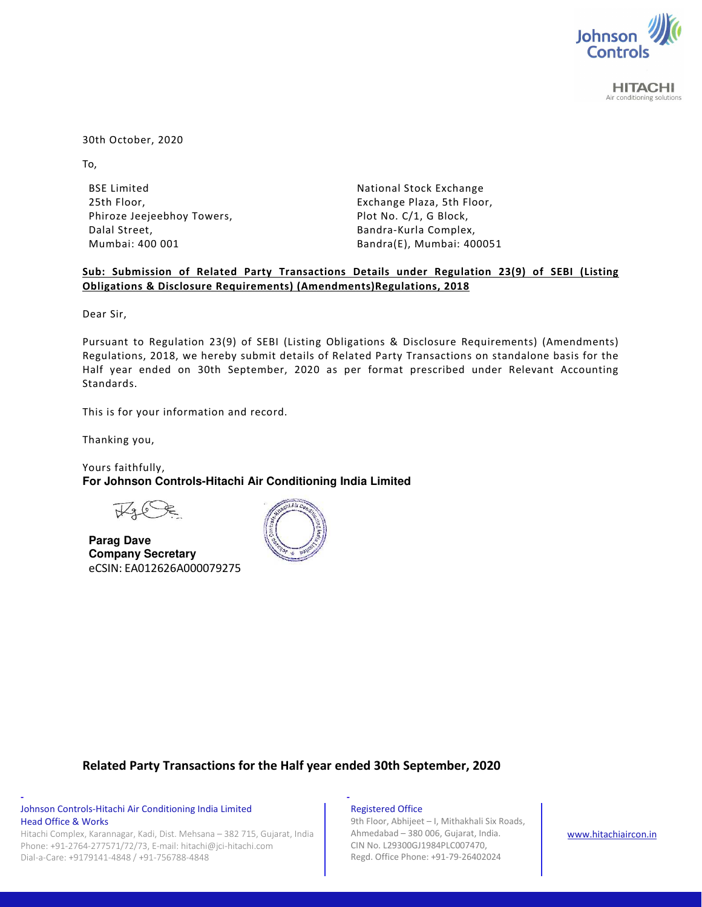30th October, 2020

To,

BSE Limited
25th Floor,
Phiroze Jeejeebhoy Towers,
Dalal Street,
Mumbai: 400 001

National Stock Exchange
Exchange Plaza, 5th Floor,
Plot No. C/1, G Block,
Bandra-Kurla Complex,
Bandra(E), Mumbai: 400051

**Sub: Submission of Related Party Transactions Details under Regulation 23(9) of SEBI (Listing Obligations & Disclosure Requirements) (Amendments)Regulations, 2018**

Dear Sir,

Pursuant to Regulation 23(9) of SEBI (Listing Obligations & Disclosure Requirements) (Amendments) Regulations, 2018, we hereby submit details of Related Party Transactions on standalone basis for the Half year ended on 30th September, 2020 as per format prescribed under Relevant Accounting Standards.

This is for your information and record.

Thanking you,

Yours faithfully,
**For Johnson Controls-Hitachi Air Conditioning India Limited**

**Parag Dave**
**Company Secretary**
eCSIN: EA012626A000079275

## Related Party Transactions for the Half year ended 30th September, 2020

Johnson Controls-Hitachi Air Conditioning India Limited
Head Office & Works
Hitachi Complex, Karannagar, Kadi, Dist. Mehsana – 382 715, Gujarat, India
Phone: +91-2764-277571/72/73, E-mail: hitachi@jci-hitachi.com
Dial-a-Care: +9179141-4848 / +91-756788-4848

Registered Office
9th Floor, Abhijeet – I, Mithakhali Six Roads,
Ahmedabad – 380 006, Gujarat, India.
CIN No. L29300GJ1984PLC007470,
Regd. Office Phone: +91-79-26402024

www.hitachiaircon.in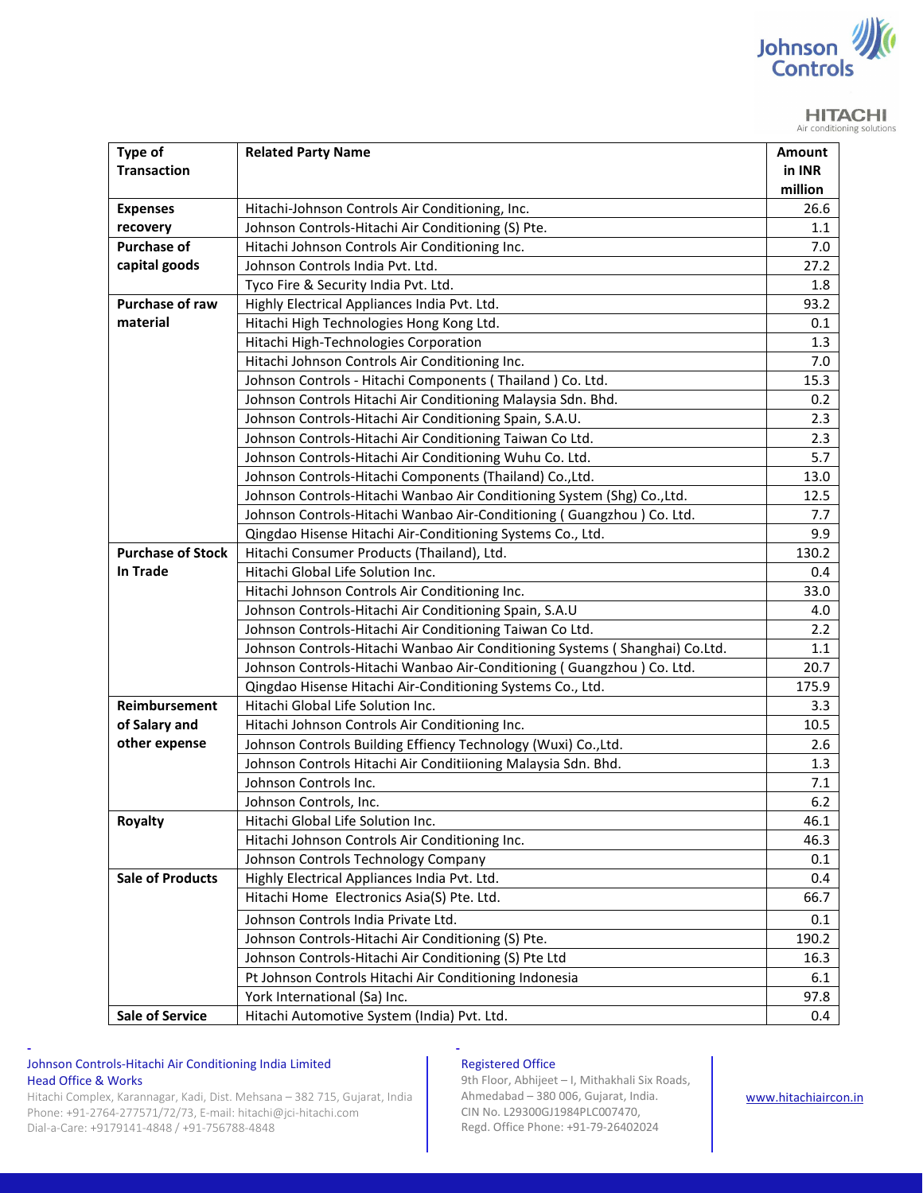| Type of Transaction | Related Party Name | Amount in INR million |
|---|---|---|
| Expenses recovery | Hitachi-Johnson Controls Air Conditioning, Inc. | 26.6 |
| | Johnson Controls-Hitachi Air Conditioning (S) Pte. | 1.1 |
| Purchase of capital goods | Hitachi Johnson Controls Air Conditioning Inc. | 7.0 |
| | Johnson Controls India Pvt. Ltd. | 27.2 |
| | Tyco Fire & Security India Pvt. Ltd. | 1.8 |
| Purchase of raw material | Highly Electrical Appliances India Pvt. Ltd. | 93.2 |
| | Hitachi High Technologies Hong Kong Ltd. | 0.1 |
| | Hitachi High-Technologies Corporation | 1.3 |
| | Hitachi Johnson Controls Air Conditioning Inc. | 7.0 |
| | Johnson Controls - Hitachi Components ( Thailand ) Co. Ltd. | 15.3 |
| | Johnson Controls Hitachi Air Conditioning Malaysia Sdn. Bhd. | 0.2 |
| | Johnson Controls-Hitachi Air Conditioning Spain, S.A.U. | 2.3 |
| | Johnson Controls-Hitachi Air Conditioning Taiwan Co Ltd. | 2.3 |
| | Johnson Controls-Hitachi Air Conditioning Wuhu Co. Ltd. | 5.7 |
| | Johnson Controls-Hitachi Components (Thailand) Co.,Ltd. | 13.0 |
| | Johnson Controls-Hitachi Wanbao Air Conditioning System (Shg) Co.,Ltd. | 12.5 |
| | Johnson Controls-Hitachi Wanbao Air-Conditioning ( Guangzhou ) Co. Ltd. | 7.7 |
| | Qingdao Hisense Hitachi Air-Conditioning Systems Co., Ltd. | 9.9 |
| Purchase of Stock In Trade | Hitachi Consumer Products (Thailand), Ltd. | 130.2 |
| | Hitachi Global Life Solution Inc. | 0.4 |
| | Hitachi Johnson Controls Air Conditioning Inc. | 33.0 |
| | Johnson Controls-Hitachi Air Conditioning Spain, S.A.U | 4.0 |
| | Johnson Controls-Hitachi Air Conditioning Taiwan Co Ltd. | 2.2 |
| | Johnson Controls-Hitachi Wanbao Air Conditioning Systems ( Shanghai) Co.Ltd. | 1.1 |
| | Johnson Controls-Hitachi Wanbao Air-Conditioning ( Guangzhou ) Co. Ltd. | 20.7 |
| | Qingdao Hisense Hitachi Air-Conditioning Systems Co., Ltd. | 175.9 |
| Reimbursement of Salary and other expense | Hitachi Global Life Solution Inc. | 3.3 |
| | Hitachi Johnson Controls Air Conditioning Inc. | 10.5 |
| | Johnson Controls Building Effiency Technology (Wuxi) Co.,Ltd. | 2.6 |
| | Johnson Controls Hitachi Air Conditiioning Malaysia Sdn. Bhd. | 1.3 |
| | Johnson Controls Inc. | 7.1 |
| | Johnson Controls, Inc. | 6.2 |
| Royalty | Hitachi Global Life Solution Inc. | 46.1 |
| | Hitachi Johnson Controls Air Conditioning Inc. | 46.3 |
| | Johnson Controls Technology Company | 0.1 |
| Sale of Products | Highly Electrical Appliances India Pvt. Ltd. | 0.4 |
| | Hitachi Home Electronics Asia(S) Pte. Ltd. | 66.7 |
| | Johnson Controls India Private Ltd. | 0.1 |
| | Johnson Controls-Hitachi Air Conditioning (S) Pte. | 190.2 |
| | Johnson Controls-Hitachi Air Conditioning (S) Pte Ltd | 16.3 |
| | Pt Johnson Controls Hitachi Air Conditioning Indonesia | 6.1 |
| | York International (Sa) Inc. | 97.8 |
| Sale of Service | Hitachi Automotive System (India) Pvt. Ltd. | 0.4 |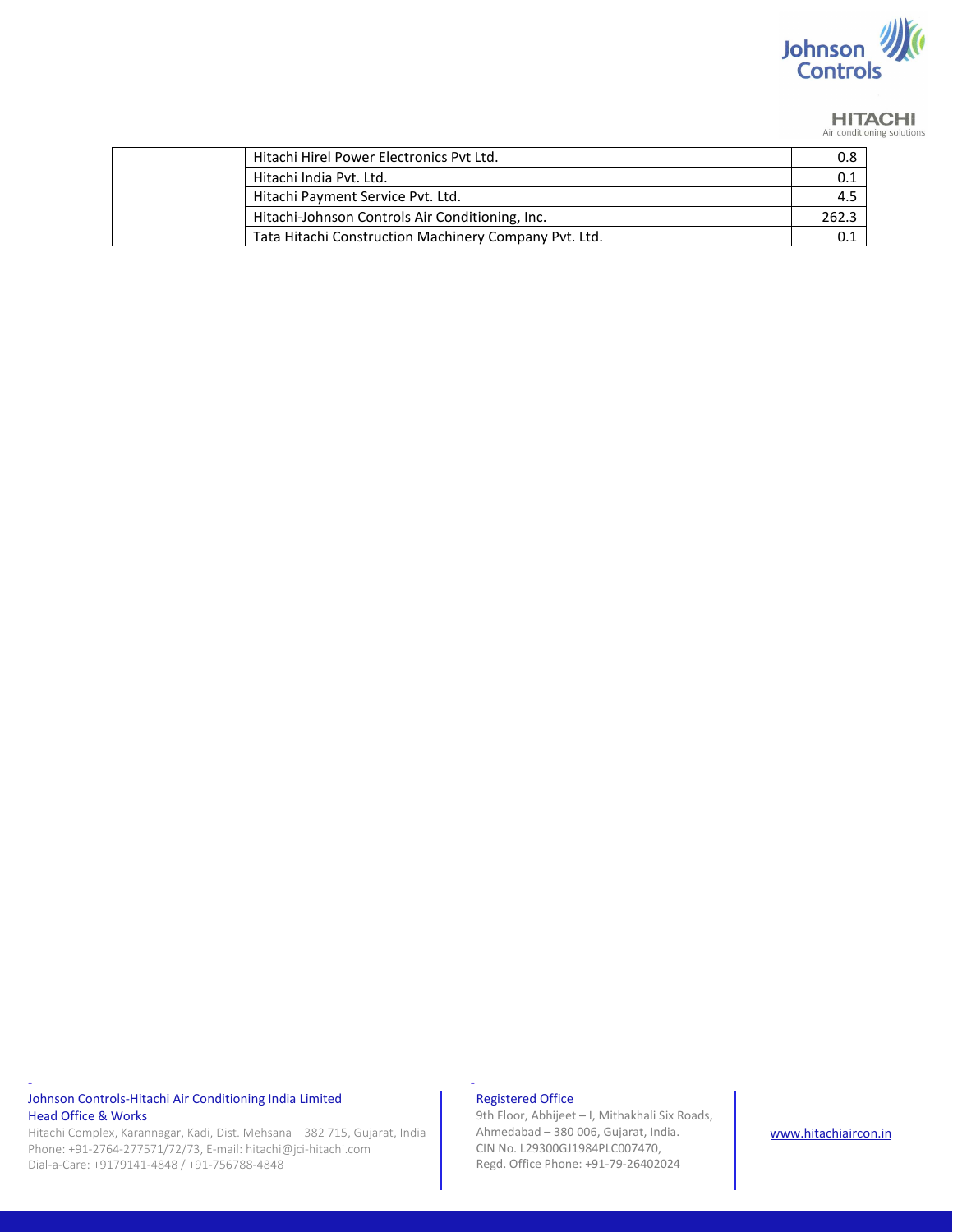| | | |
|---|---|---|
| | Hitachi Hirel Power Electronics Pvt Ltd. | 0.8 |
| | Hitachi India Pvt. Ltd. | 0.1 |
| | Hitachi Payment Service Pvt. Ltd. | 4.5 |
| | Hitachi-Johnson Controls Air Conditioning, Inc. | 262.3 |
| | Tata Hitachi Construction Machinery Company Pvt. Ltd. | 0.1 |